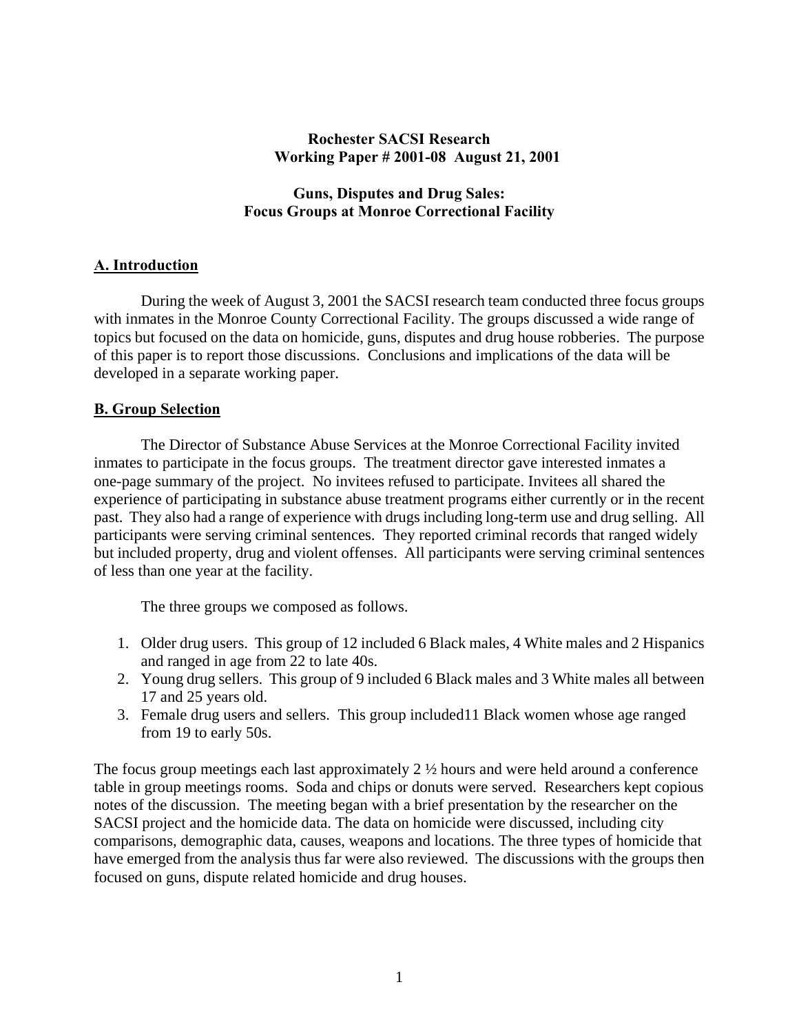**Rochester SACSI Research**
**Working Paper # 2001-08 August 21, 2001**

# Guns, Disputes and Drug Sales: Focus Groups at Monroe Correctional Facility

## A. Introduction

During the week of August 3, 2001 the SACSI research team conducted three focus groups with inmates in the Monroe County Correctional Facility. The groups discussed a wide range of topics but focused on the data on homicide, guns, disputes and drug house robberies. The purpose of this paper is to report those discussions. Conclusions and implications of the data will be developed in a separate working paper.

## B. Group Selection

The Director of Substance Abuse Services at the Monroe Correctional Facility invited inmates to participate in the focus groups. The treatment director gave interested inmates a one-page summary of the project. No invitees refused to participate. Invitees all shared the experience of participating in substance abuse treatment programs either currently or in the recent past. They also had a range of experience with drugs including long-term use and drug selling. All participants were serving criminal sentences. They reported criminal records that ranged widely but included property, drug and violent offenses. All participants were serving criminal sentences of less than one year at the facility.

The three groups we composed as follows.

1. Older drug users. This group of 12 included 6 Black males, 4 White males and 2 Hispanics and ranged in age from 22 to late 40s.
2. Young drug sellers. This group of 9 included 6 Black males and 3 White males all between 17 and 25 years old.
3. Female drug users and sellers. This group included11 Black women whose age ranged from 19 to early 50s.

The focus group meetings each last approximately 2 ½ hours and were held around a conference table in group meetings rooms. Soda and chips or donuts were served. Researchers kept copious notes of the discussion. The meeting began with a brief presentation by the researcher on the SACSI project and the homicide data. The data on homicide were discussed, including city comparisons, demographic data, causes, weapons and locations. The three types of homicide that have emerged from the analysis thus far were also reviewed. The discussions with the groups then focused on guns, dispute related homicide and drug houses.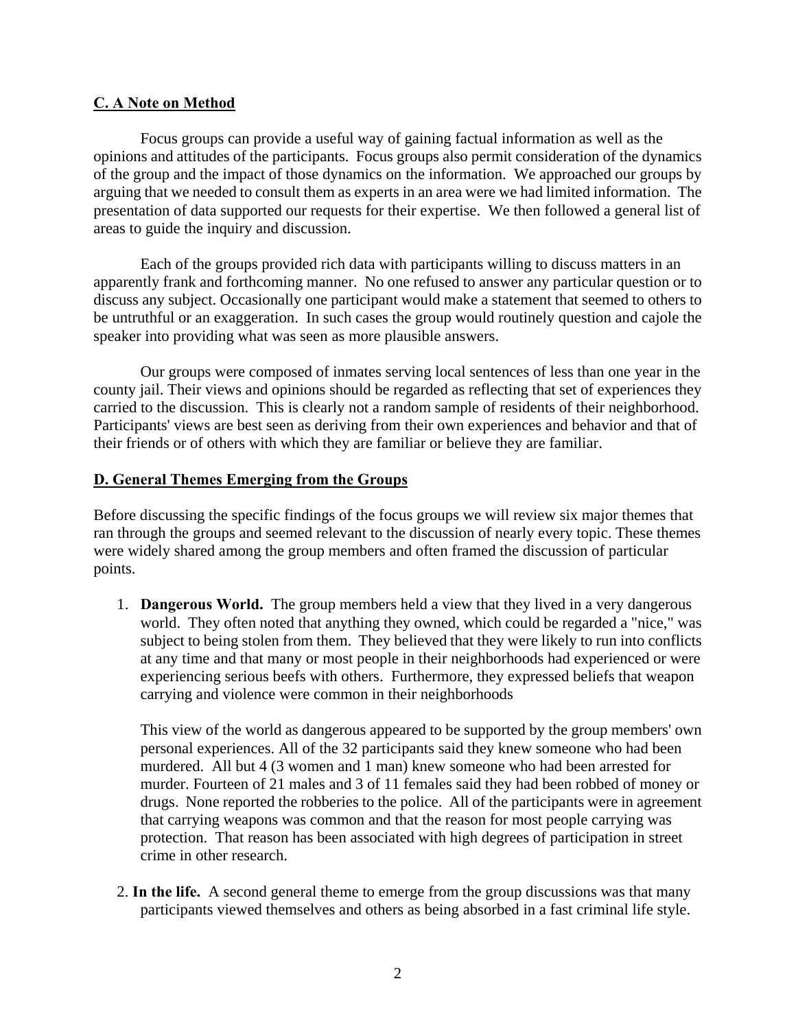## C. A Note on Method

Focus groups can provide a useful way of gaining factual information as well as the opinions and attitudes of the participants. Focus groups also permit consideration of the dynamics of the group and the impact of those dynamics on the information. We approached our groups by arguing that we needed to consult them as experts in an area were we had limited information. The presentation of data supported our requests for their expertise. We then followed a general list of areas to guide the inquiry and discussion.

Each of the groups provided rich data with participants willing to discuss matters in an apparently frank and forthcoming manner. No one refused to answer any particular question or to discuss any subject. Occasionally one participant would make a statement that seemed to others to be untruthful or an exaggeration. In such cases the group would routinely question and cajole the speaker into providing what was seen as more plausible answers.

Our groups were composed of inmates serving local sentences of less than one year in the county jail. Their views and opinions should be regarded as reflecting that set of experiences they carried to the discussion. This is clearly not a random sample of residents of their neighborhood. Participants' views are best seen as deriving from their own experiences and behavior and that of their friends or of others with which they are familiar or believe they are familiar.

## D. General Themes Emerging from the Groups

Before discussing the specific findings of the focus groups we will review six major themes that ran through the groups and seemed relevant to the discussion of nearly every topic. These themes were widely shared among the group members and often framed the discussion of particular points.

1. **Dangerous World.** The group members held a view that they lived in a very dangerous world. They often noted that anything they owned, which could be regarded a "nice," was subject to being stolen from them. They believed that they were likely to run into conflicts at any time and that many or most people in their neighborhoods had experienced or were experiencing serious beefs with others. Furthermore, they expressed beliefs that weapon carrying and violence were common in their neighborhoods

   This view of the world as dangerous appeared to be supported by the group members' own personal experiences. All of the 32 participants said they knew someone who had been murdered. All but 4 (3 women and 1 man) knew someone who had been arrested for murder. Fourteen of 21 males and 3 of 11 females said they had been robbed of money or drugs. None reported the robberies to the police. All of the participants were in agreement that carrying weapons was common and that the reason for most people carrying was protection. That reason has been associated with high degrees of participation in street crime in other research.

2. **In the life.** A second general theme to emerge from the group discussions was that many participants viewed themselves and others as being absorbed in a fast criminal life style.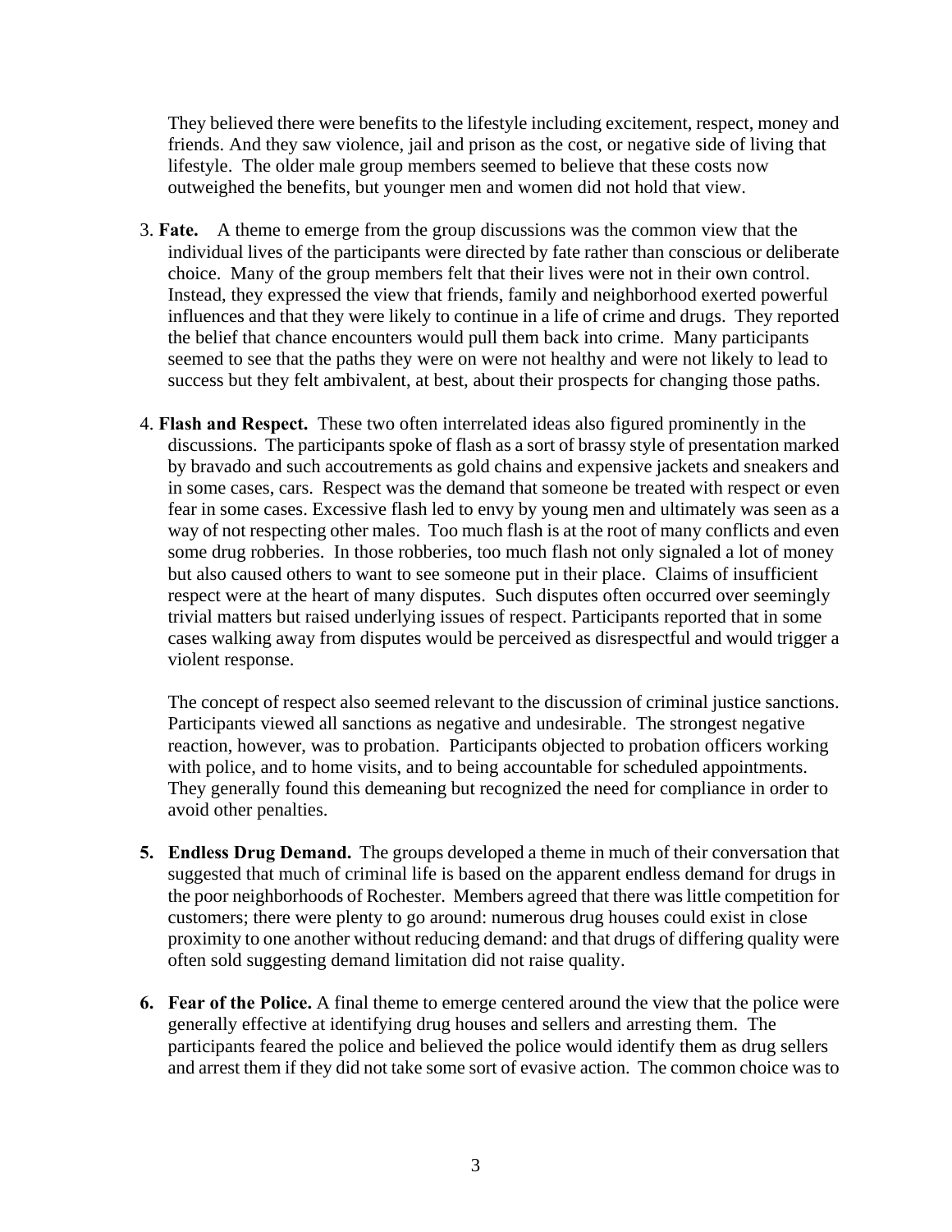They believed there were benefits to the lifestyle including excitement, respect, money and friends. And they saw violence, jail and prison as the cost, or negative side of living that lifestyle. The older male group members seemed to believe that these costs now outweighed the benefits, but younger men and women did not hold that view.

3. **Fate.** A theme to emerge from the group discussions was the common view that the individual lives of the participants were directed by fate rather than conscious or deliberate choice. Many of the group members felt that their lives were not in their own control. Instead, they expressed the view that friends, family and neighborhood exerted powerful influences and that they were likely to continue in a life of crime and drugs. They reported the belief that chance encounters would pull them back into crime. Many participants seemed to see that the paths they were on were not healthy and were not likely to lead to success but they felt ambivalent, at best, about their prospects for changing those paths.

4. **Flash and Respect.** These two often interrelated ideas also figured prominently in the discussions. The participants spoke of flash as a sort of brassy style of presentation marked by bravado and such accoutrements as gold chains and expensive jackets and sneakers and in some cases, cars. Respect was the demand that someone be treated with respect or even fear in some cases. Excessive flash led to envy by young men and ultimately was seen as a way of not respecting other males. Too much flash is at the root of many conflicts and even some drug robberies. In those robberies, too much flash not only signaled a lot of money but also caused others to want to see someone put in their place. Claims of insufficient respect were at the heart of many disputes. Such disputes often occurred over seemingly trivial matters but raised underlying issues of respect. Participants reported that in some cases walking away from disputes would be perceived as disrespectful and would trigger a violent response.

   The concept of respect also seemed relevant to the discussion of criminal justice sanctions. Participants viewed all sanctions as negative and undesirable. The strongest negative reaction, however, was to probation. Participants objected to probation officers working with police, and to home visits, and to being accountable for scheduled appointments. They generally found this demeaning but recognized the need for compliance in order to avoid other penalties.

5. **Endless Drug Demand.** The groups developed a theme in much of their conversation that suggested that much of criminal life is based on the apparent endless demand for drugs in the poor neighborhoods of Rochester. Members agreed that there was little competition for customers; there were plenty to go around: numerous drug houses could exist in close proximity to one another without reducing demand: and that drugs of differing quality were often sold suggesting demand limitation did not raise quality.

6. **Fear of the Police.** A final theme to emerge centered around the view that the police were generally effective at identifying drug houses and sellers and arresting them. The participants feared the police and believed the police would identify them as drug sellers and arrest them if they did not take some sort of evasive action. The common choice was to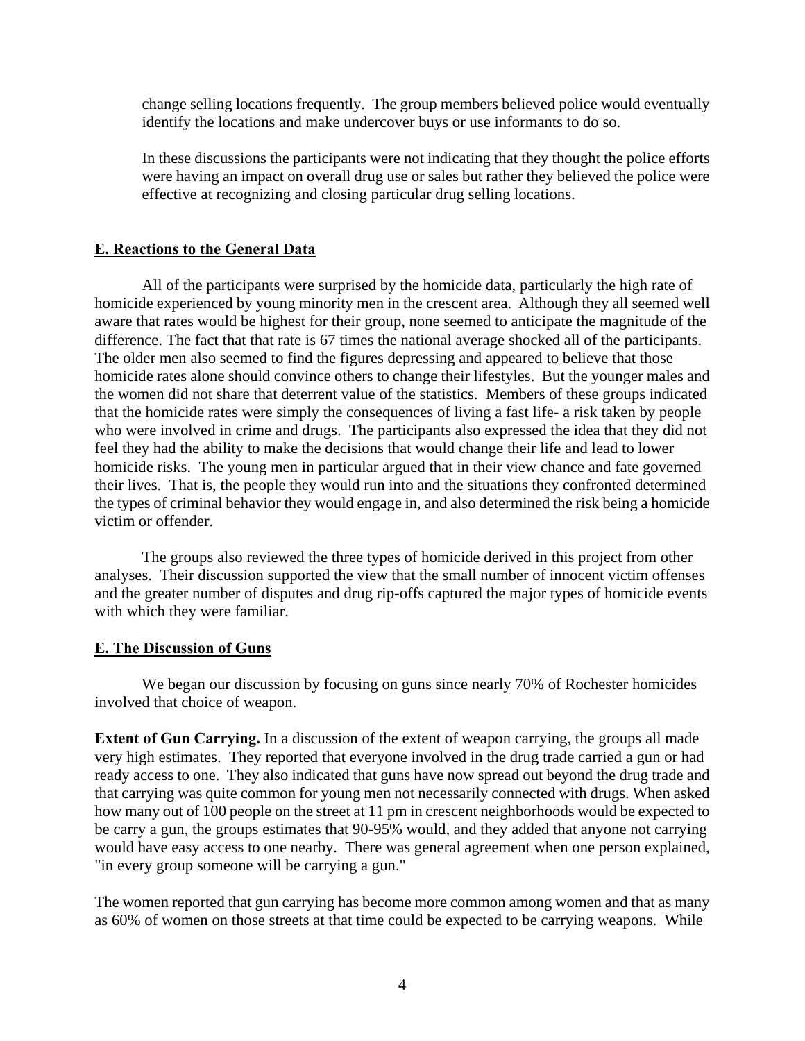change selling locations frequently. The group members believed police would eventually identify the locations and make undercover buys or use informants to do so.

In these discussions the participants were not indicating that they thought the police efforts were having an impact on overall drug use or sales but rather they believed the police were effective at recognizing and closing particular drug selling locations.

## E. Reactions to the General Data

All of the participants were surprised by the homicide data, particularly the high rate of homicide experienced by young minority men in the crescent area. Although they all seemed well aware that rates would be highest for their group, none seemed to anticipate the magnitude of the difference. The fact that that rate is 67 times the national average shocked all of the participants. The older men also seemed to find the figures depressing and appeared to believe that those homicide rates alone should convince others to change their lifestyles. But the younger males and the women did not share that deterrent value of the statistics. Members of these groups indicated that the homicide rates were simply the consequences of living a fast life- a risk taken by people who were involved in crime and drugs. The participants also expressed the idea that they did not feel they had the ability to make the decisions that would change their life and lead to lower homicide risks. The young men in particular argued that in their view chance and fate governed their lives. That is, the people they would run into and the situations they confronted determined the types of criminal behavior they would engage in, and also determined the risk being a homicide victim or offender.

The groups also reviewed the three types of homicide derived in this project from other analyses. Their discussion supported the view that the small number of innocent victim offenses and the greater number of disputes and drug rip-offs captured the major types of homicide events with which they were familiar.

## E. The Discussion of Guns

We began our discussion by focusing on guns since nearly 70% of Rochester homicides involved that choice of weapon.

**Extent of Gun Carrying.** In a discussion of the extent of weapon carrying, the groups all made very high estimates. They reported that everyone involved in the drug trade carried a gun or had ready access to one. They also indicated that guns have now spread out beyond the drug trade and that carrying was quite common for young men not necessarily connected with drugs. When asked how many out of 100 people on the street at 11 pm in crescent neighborhoods would be expected to be carry a gun, the groups estimates that 90-95% would, and they added that anyone not carrying would have easy access to one nearby. There was general agreement when one person explained, "in every group someone will be carrying a gun."

The women reported that gun carrying has become more common among women and that as many as 60% of women on those streets at that time could be expected to be carrying weapons. While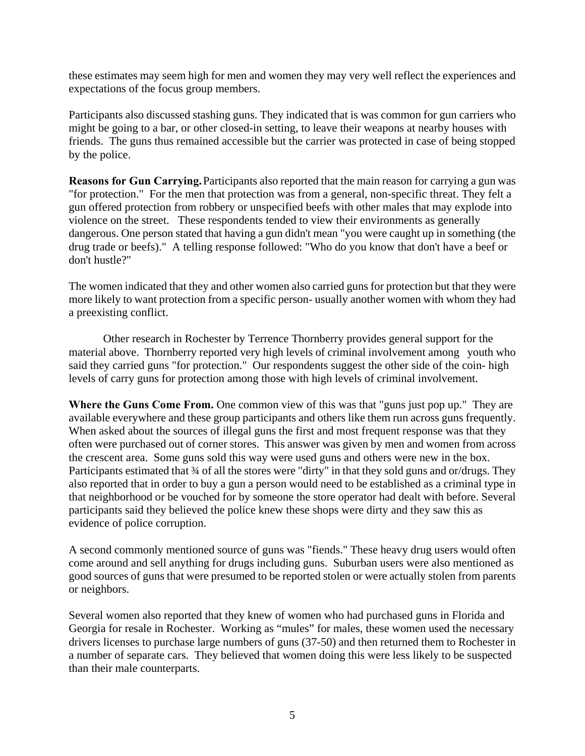these estimates may seem high for men and women they may very well reflect the experiences and expectations of the focus group members.

Participants also discussed stashing guns. They indicated that is was common for gun carriers who might be going to a bar, or other closed-in setting, to leave their weapons at nearby houses with friends. The guns thus remained accessible but the carrier was protected in case of being stopped by the police.

**Reasons for Gun Carrying.** Participants also reported that the main reason for carrying a gun was "for protection." For the men that protection was from a general, non-specific threat. They felt a gun offered protection from robbery or unspecified beefs with other males that may explode into violence on the street. These respondents tended to view their environments as generally dangerous. One person stated that having a gun didn't mean "you were caught up in something (the drug trade or beefs)." A telling response followed: "Who do you know that don't have a beef or don't hustle?"

The women indicated that they and other women also carried guns for protection but that they were more likely to want protection from a specific person- usually another women with whom they had a preexisting conflict.

Other research in Rochester by Terrence Thornberry provides general support for the material above. Thornberry reported very high levels of criminal involvement among youth who said they carried guns "for protection." Our respondents suggest the other side of the coin- high levels of carry guns for protection among those with high levels of criminal involvement.

**Where the Guns Come From.** One common view of this was that "guns just pop up." They are available everywhere and these group participants and others like them run across guns frequently. When asked about the sources of illegal guns the first and most frequent response was that they often were purchased out of corner stores. This answer was given by men and women from across the crescent area. Some guns sold this way were used guns and others were new in the box. Participants estimated that ¾ of all the stores were "dirty" in that they sold guns and or/drugs. They also reported that in order to buy a gun a person would need to be established as a criminal type in that neighborhood or be vouched for by someone the store operator had dealt with before. Several participants said they believed the police knew these shops were dirty and they saw this as evidence of police corruption.

A second commonly mentioned source of guns was "fiends." These heavy drug users would often come around and sell anything for drugs including guns. Suburban users were also mentioned as good sources of guns that were presumed to be reported stolen or were actually stolen from parents or neighbors.

Several women also reported that they knew of women who had purchased guns in Florida and Georgia for resale in Rochester. Working as "mules" for males, these women used the necessary drivers licenses to purchase large numbers of guns (37-50) and then returned them to Rochester in a number of separate cars. They believed that women doing this were less likely to be suspected than their male counterparts.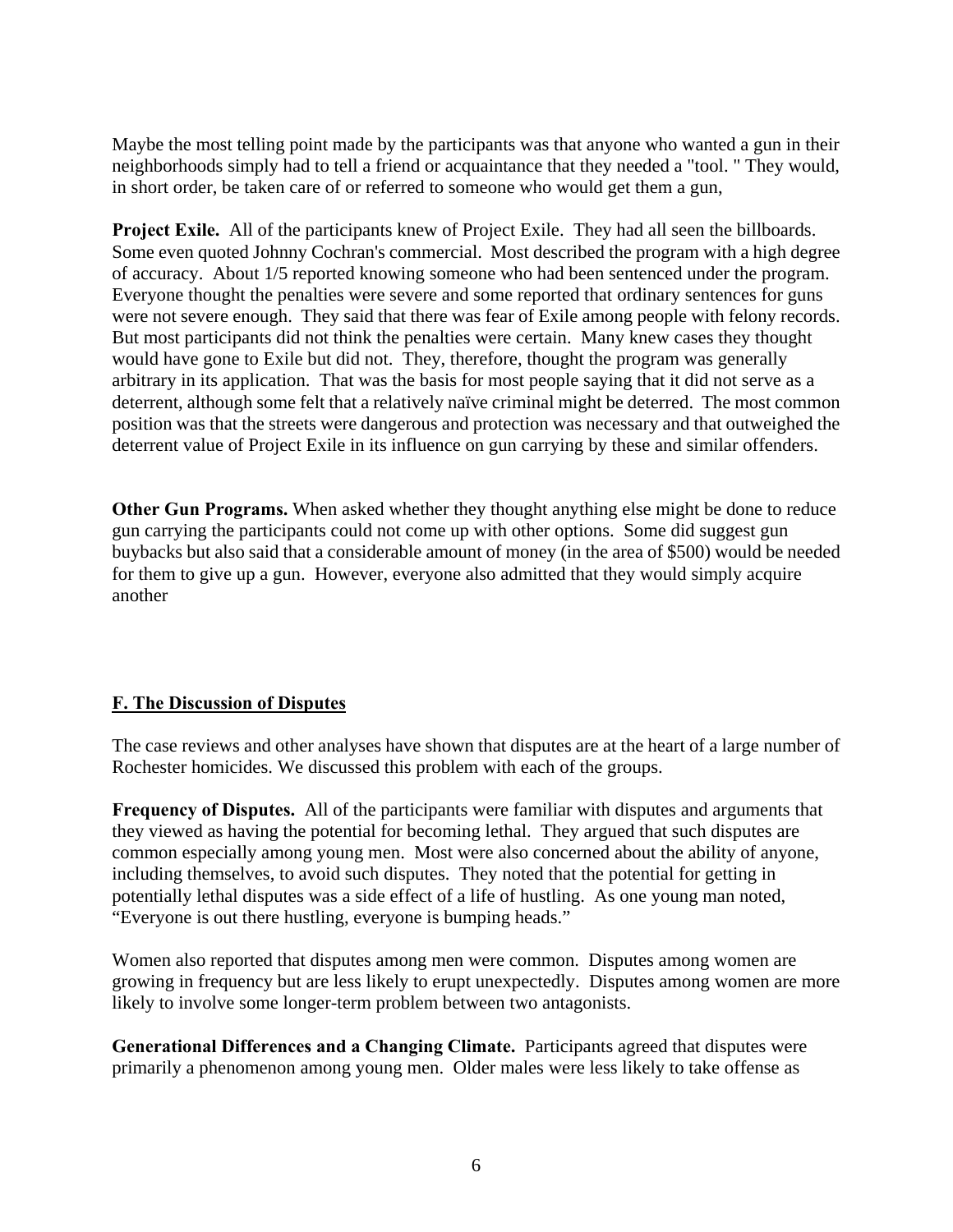Maybe the most telling point made by the participants was that anyone who wanted a gun in their neighborhoods simply had to tell a friend or acquaintance that they needed a "tool. " They would, in short order, be taken care of or referred to someone who would get them a gun,

**Project Exile.** All of the participants knew of Project Exile. They had all seen the billboards. Some even quoted Johnny Cochran's commercial. Most described the program with a high degree of accuracy. About 1/5 reported knowing someone who had been sentenced under the program. Everyone thought the penalties were severe and some reported that ordinary sentences for guns were not severe enough. They said that there was fear of Exile among people with felony records. But most participants did not think the penalties were certain. Many knew cases they thought would have gone to Exile but did not. They, therefore, thought the program was generally arbitrary in its application. That was the basis for most people saying that it did not serve as a deterrent, although some felt that a relatively naïve criminal might be deterred. The most common position was that the streets were dangerous and protection was necessary and that outweighed the deterrent value of Project Exile in its influence on gun carrying by these and similar offenders.

**Other Gun Programs.** When asked whether they thought anything else might be done to reduce gun carrying the participants could not come up with other options. Some did suggest gun buybacks but also said that a considerable amount of money (in the area of $500) would be needed for them to give up a gun. However, everyone also admitted that they would simply acquire another

## F. The Discussion of Disputes

The case reviews and other analyses have shown that disputes are at the heart of a large number of Rochester homicides. We discussed this problem with each of the groups.

**Frequency of Disputes.** All of the participants were familiar with disputes and arguments that they viewed as having the potential for becoming lethal. They argued that such disputes are common especially among young men. Most were also concerned about the ability of anyone, including themselves, to avoid such disputes. They noted that the potential for getting in potentially lethal disputes was a side effect of a life of hustling. As one young man noted, "Everyone is out there hustling, everyone is bumping heads."

Women also reported that disputes among men were common. Disputes among women are growing in frequency but are less likely to erupt unexpectedly. Disputes among women are more likely to involve some longer-term problem between two antagonists.

**Generational Differences and a Changing Climate.** Participants agreed that disputes were primarily a phenomenon among young men. Older males were less likely to take offense as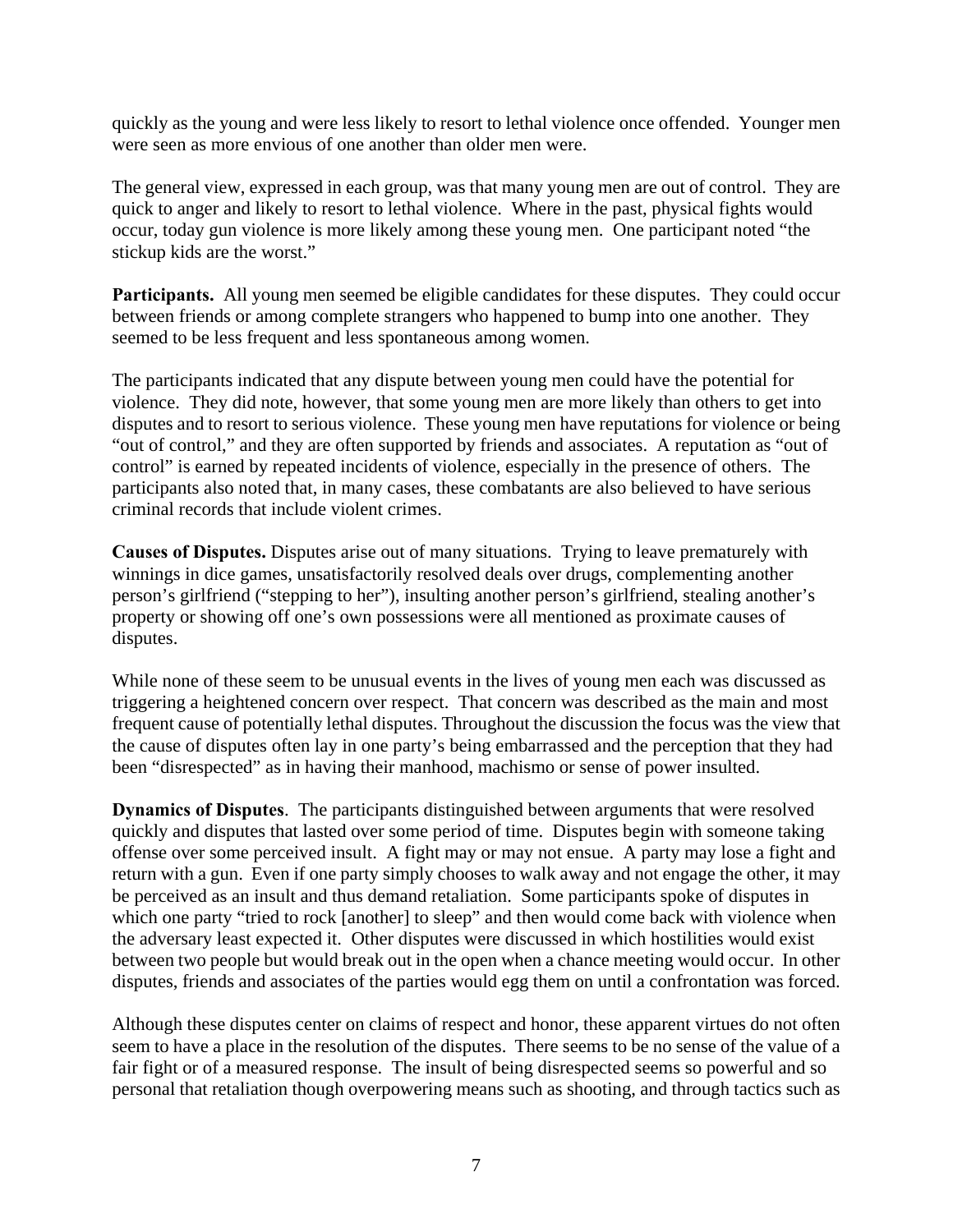quickly as the young and were less likely to resort to lethal violence once offended. Younger men were seen as more envious of one another than older men were.

The general view, expressed in each group, was that many young men are out of control. They are quick to anger and likely to resort to lethal violence. Where in the past, physical fights would occur, today gun violence is more likely among these young men. One participant noted "the stickup kids are the worst."

**Participants.** All young men seemed be eligible candidates for these disputes. They could occur between friends or among complete strangers who happened to bump into one another. They seemed to be less frequent and less spontaneous among women.

The participants indicated that any dispute between young men could have the potential for violence. They did note, however, that some young men are more likely than others to get into disputes and to resort to serious violence. These young men have reputations for violence or being "out of control," and they are often supported by friends and associates. A reputation as "out of control" is earned by repeated incidents of violence, especially in the presence of others. The participants also noted that, in many cases, these combatants are also believed to have serious criminal records that include violent crimes.

**Causes of Disputes.** Disputes arise out of many situations. Trying to leave prematurely with winnings in dice games, unsatisfactorily resolved deals over drugs, complementing another person's girlfriend ("stepping to her"), insulting another person's girlfriend, stealing another's property or showing off one's own possessions were all mentioned as proximate causes of disputes.

While none of these seem to be unusual events in the lives of young men each was discussed as triggering a heightened concern over respect. That concern was described as the main and most frequent cause of potentially lethal disputes. Throughout the discussion the focus was the view that the cause of disputes often lay in one party's being embarrassed and the perception that they had been "disrespected" as in having their manhood, machismo or sense of power insulted.

**Dynamics of Disputes**. The participants distinguished between arguments that were resolved quickly and disputes that lasted over some period of time. Disputes begin with someone taking offense over some perceived insult. A fight may or may not ensue. A party may lose a fight and return with a gun. Even if one party simply chooses to walk away and not engage the other, it may be perceived as an insult and thus demand retaliation. Some participants spoke of disputes in which one party "tried to rock [another] to sleep" and then would come back with violence when the adversary least expected it. Other disputes were discussed in which hostilities would exist between two people but would break out in the open when a chance meeting would occur. In other disputes, friends and associates of the parties would egg them on until a confrontation was forced.

Although these disputes center on claims of respect and honor, these apparent virtues do not often seem to have a place in the resolution of the disputes. There seems to be no sense of the value of a fair fight or of a measured response. The insult of being disrespected seems so powerful and so personal that retaliation though overpowering means such as shooting, and through tactics such as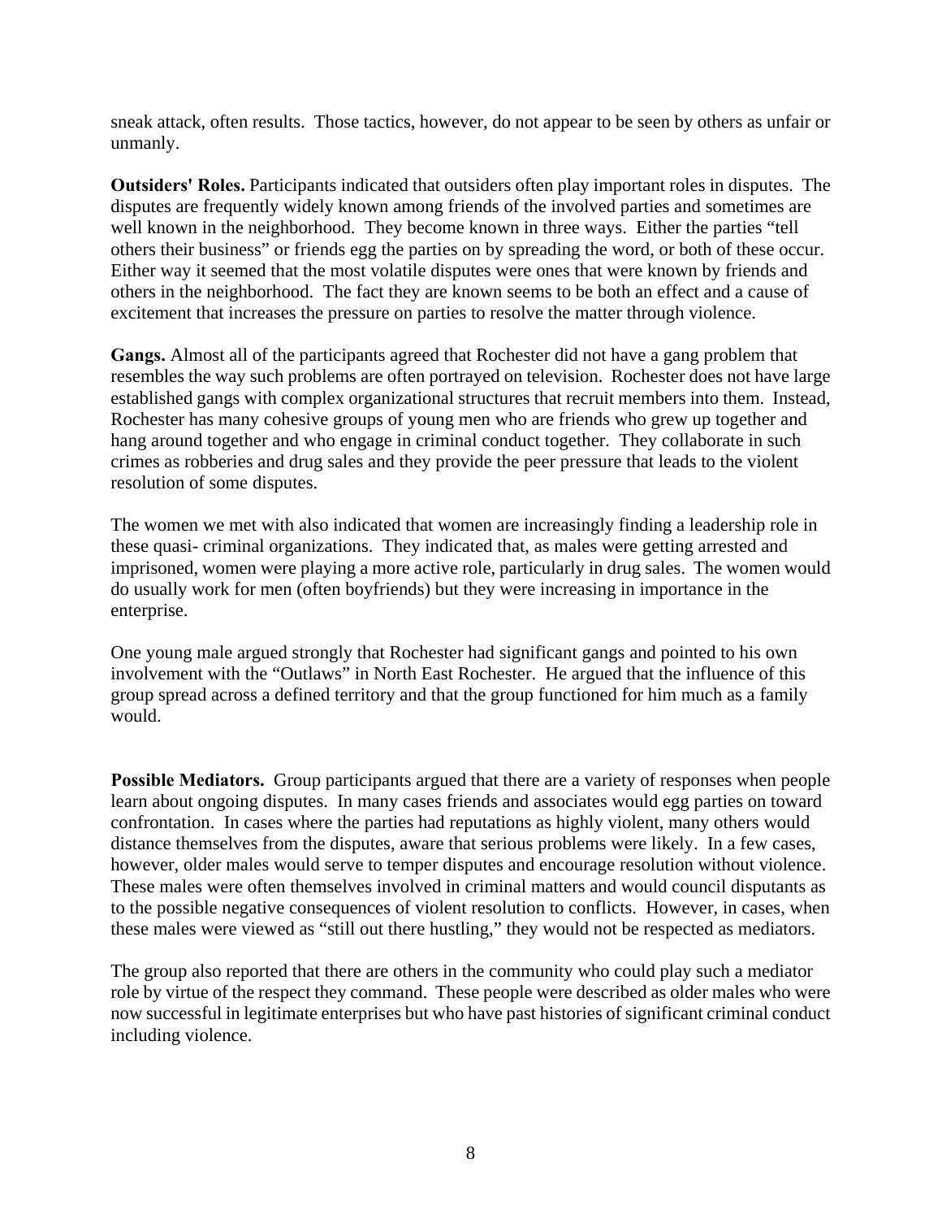sneak attack, often results. Those tactics, however, do not appear to be seen by others as unfair or unmanly.

**Outsiders' Roles.** Participants indicated that outsiders often play important roles in disputes. The disputes are frequently widely known among friends of the involved parties and sometimes are well known in the neighborhood. They become known in three ways. Either the parties "tell others their business" or friends egg the parties on by spreading the word, or both of these occur. Either way it seemed that the most volatile disputes were ones that were known by friends and others in the neighborhood. The fact they are known seems to be both an effect and a cause of excitement that increases the pressure on parties to resolve the matter through violence.

**Gangs.** Almost all of the participants agreed that Rochester did not have a gang problem that resembles the way such problems are often portrayed on television. Rochester does not have large established gangs with complex organizational structures that recruit members into them. Instead, Rochester has many cohesive groups of young men who are friends who grew up together and hang around together and who engage in criminal conduct together. They collaborate in such crimes as robberies and drug sales and they provide the peer pressure that leads to the violent resolution of some disputes.

The women we met with also indicated that women are increasingly finding a leadership role in these quasi- criminal organizations. They indicated that, as males were getting arrested and imprisoned, women were playing a more active role, particularly in drug sales. The women would do usually work for men (often boyfriends) but they were increasing in importance in the enterprise.

One young male argued strongly that Rochester had significant gangs and pointed to his own involvement with the "Outlaws" in North East Rochester. He argued that the influence of this group spread across a defined territory and that the group functioned for him much as a family would.

**Possible Mediators.** Group participants argued that there are a variety of responses when people learn about ongoing disputes. In many cases friends and associates would egg parties on toward confrontation. In cases where the parties had reputations as highly violent, many others would distance themselves from the disputes, aware that serious problems were likely. In a few cases, however, older males would serve to temper disputes and encourage resolution without violence. These males were often themselves involved in criminal matters and would council disputants as to the possible negative consequences of violent resolution to conflicts. However, in cases, when these males were viewed as "still out there hustling," they would not be respected as mediators.

The group also reported that there are others in the community who could play such a mediator role by virtue of the respect they command. These people were described as older males who were now successful in legitimate enterprises but who have past histories of significant criminal conduct including violence.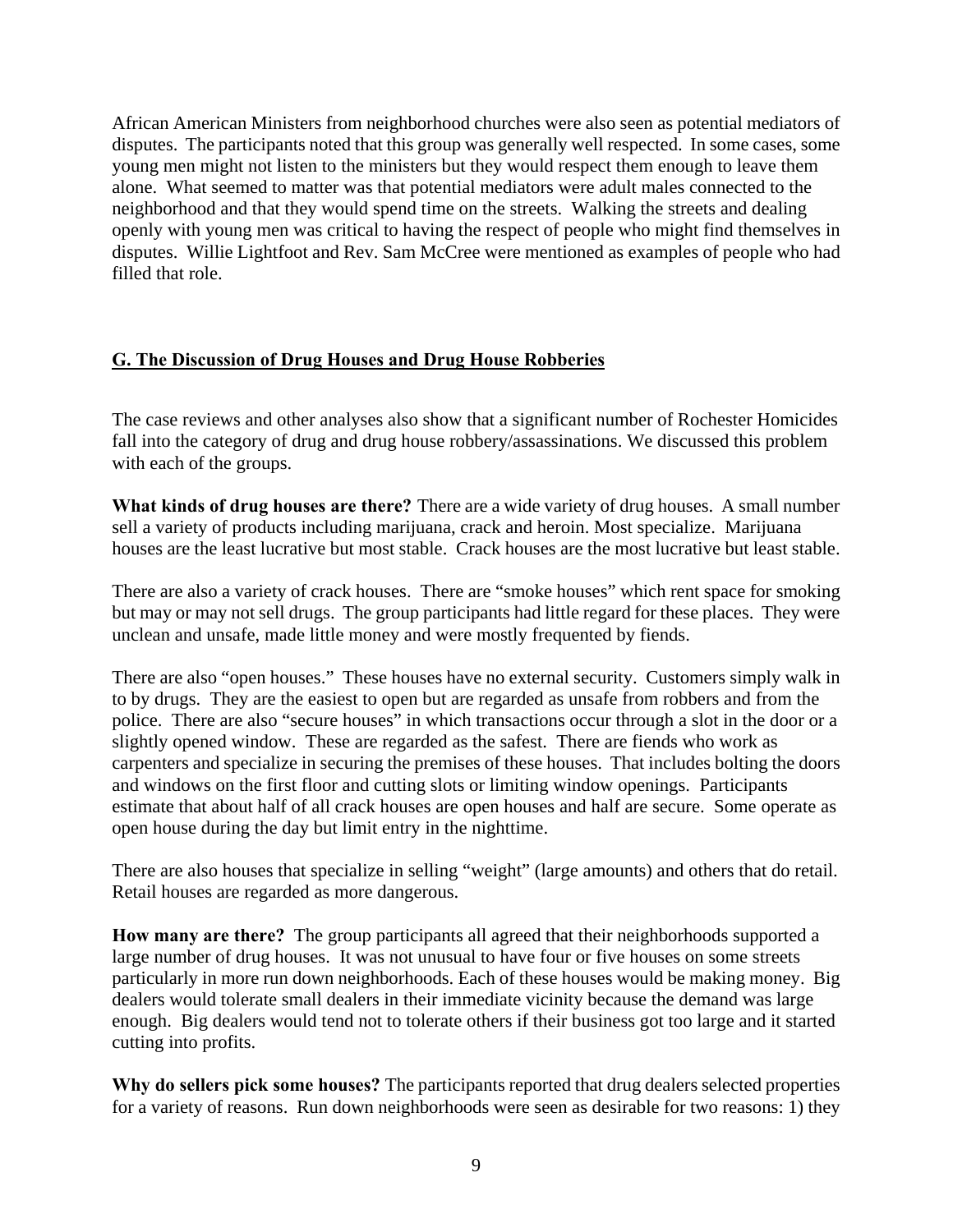African American Ministers from neighborhood churches were also seen as potential mediators of disputes. The participants noted that this group was generally well respected. In some cases, some young men might not listen to the ministers but they would respect them enough to leave them alone. What seemed to matter was that potential mediators were adult males connected to the neighborhood and that they would spend time on the streets. Walking the streets and dealing openly with young men was critical to having the respect of people who might find themselves in disputes. Willie Lightfoot and Rev. Sam McCree were mentioned as examples of people who had filled that role.

## G. The Discussion of Drug Houses and Drug House Robberies

The case reviews and other analyses also show that a significant number of Rochester Homicides fall into the category of drug and drug house robbery/assassinations. We discussed this problem with each of the groups.

**What kinds of drug houses are there?** There are a wide variety of drug houses. A small number sell a variety of products including marijuana, crack and heroin. Most specialize. Marijuana houses are the least lucrative but most stable. Crack houses are the most lucrative but least stable.

There are also a variety of crack houses. There are "smoke houses" which rent space for smoking but may or may not sell drugs. The group participants had little regard for these places. They were unclean and unsafe, made little money and were mostly frequented by fiends.

There are also "open houses." These houses have no external security. Customers simply walk in to by drugs. They are the easiest to open but are regarded as unsafe from robbers and from the police. There are also "secure houses" in which transactions occur through a slot in the door or a slightly opened window. These are regarded as the safest. There are fiends who work as carpenters and specialize in securing the premises of these houses. That includes bolting the doors and windows on the first floor and cutting slots or limiting window openings. Participants estimate that about half of all crack houses are open houses and half are secure. Some operate as open house during the day but limit entry in the nighttime.

There are also houses that specialize in selling "weight" (large amounts) and others that do retail. Retail houses are regarded as more dangerous.

**How many are there?** The group participants all agreed that their neighborhoods supported a large number of drug houses. It was not unusual to have four or five houses on some streets particularly in more run down neighborhoods. Each of these houses would be making money. Big dealers would tolerate small dealers in their immediate vicinity because the demand was large enough. Big dealers would tend not to tolerate others if their business got too large and it started cutting into profits.

**Why do sellers pick some houses?** The participants reported that drug dealers selected properties for a variety of reasons. Run down neighborhoods were seen as desirable for two reasons: 1) they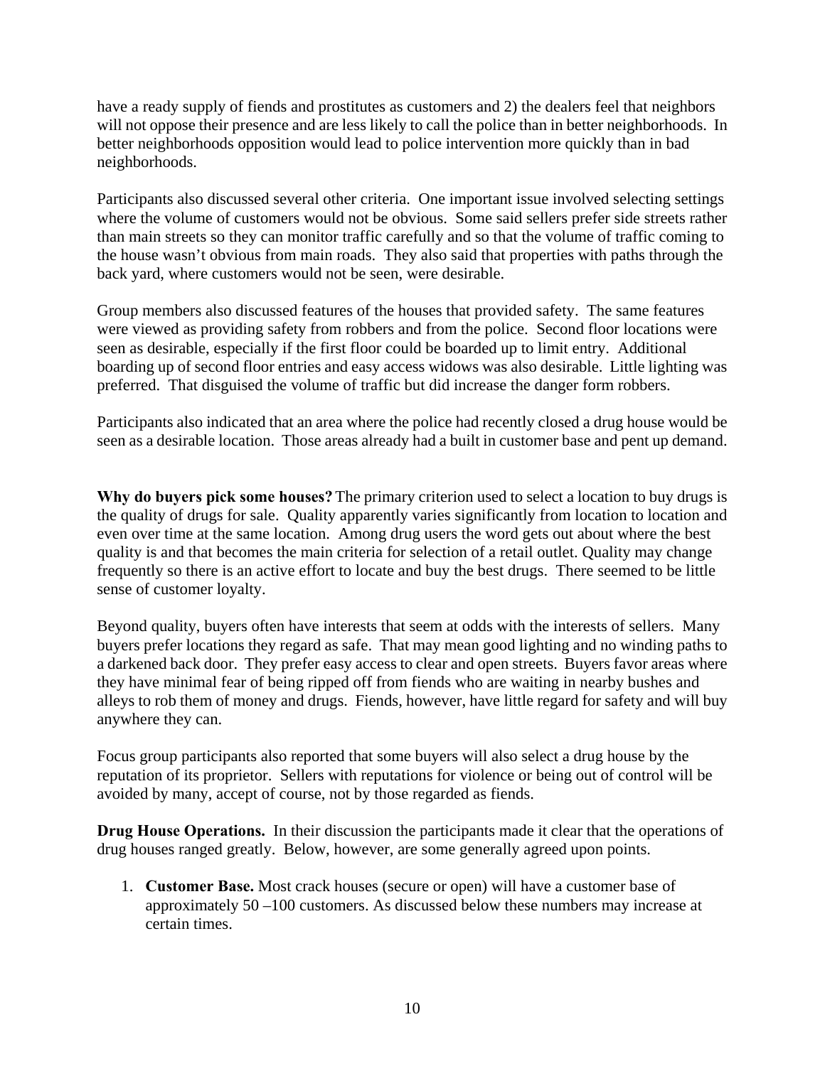have a ready supply of fiends and prostitutes as customers and 2) the dealers feel that neighbors will not oppose their presence and are less likely to call the police than in better neighborhoods. In better neighborhoods opposition would lead to police intervention more quickly than in bad neighborhoods.

Participants also discussed several other criteria. One important issue involved selecting settings where the volume of customers would not be obvious. Some said sellers prefer side streets rather than main streets so they can monitor traffic carefully and so that the volume of traffic coming to the house wasn't obvious from main roads. They also said that properties with paths through the back yard, where customers would not be seen, were desirable.

Group members also discussed features of the houses that provided safety. The same features were viewed as providing safety from robbers and from the police. Second floor locations were seen as desirable, especially if the first floor could be boarded up to limit entry. Additional boarding up of second floor entries and easy access widows was also desirable. Little lighting was preferred. That disguised the volume of traffic but did increase the danger form robbers.

Participants also indicated that an area where the police had recently closed a drug house would be seen as a desirable location. Those areas already had a built in customer base and pent up demand.

**Why do buyers pick some houses?** The primary criterion used to select a location to buy drugs is the quality of drugs for sale. Quality apparently varies significantly from location to location and even over time at the same location. Among drug users the word gets out about where the best quality is and that becomes the main criteria for selection of a retail outlet. Quality may change frequently so there is an active effort to locate and buy the best drugs. There seemed to be little sense of customer loyalty.

Beyond quality, buyers often have interests that seem at odds with the interests of sellers. Many buyers prefer locations they regard as safe. That may mean good lighting and no winding paths to a darkened back door. They prefer easy access to clear and open streets. Buyers favor areas where they have minimal fear of being ripped off from fiends who are waiting in nearby bushes and alleys to rob them of money and drugs. Fiends, however, have little regard for safety and will buy anywhere they can.

Focus group participants also reported that some buyers will also select a drug house by the reputation of its proprietor. Sellers with reputations for violence or being out of control will be avoided by many, accept of course, not by those regarded as fiends.

**Drug House Operations.** In their discussion the participants made it clear that the operations of drug houses ranged greatly. Below, however, are some generally agreed upon points.

1. **Customer Base.** Most crack houses (secure or open) will have a customer base of approximately 50 –100 customers. As discussed below these numbers may increase at certain times.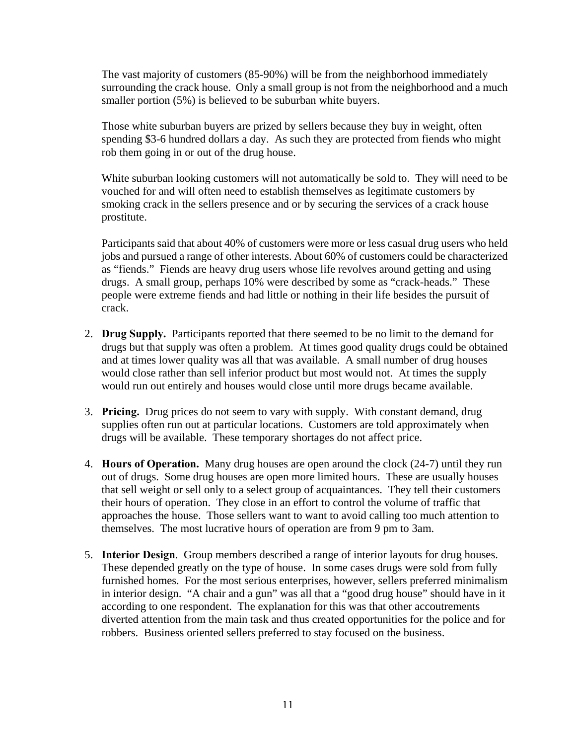The vast majority of customers (85-90%) will be from the neighborhood immediately surrounding the crack house. Only a small group is not from the neighborhood and a much smaller portion (5%) is believed to be suburban white buyers.

Those white suburban buyers are prized by sellers because they buy in weight, often spending $3-6 hundred dollars a day. As such they are protected from fiends who might rob them going in or out of the drug house.

White suburban looking customers will not automatically be sold to. They will need to be vouched for and will often need to establish themselves as legitimate customers by smoking crack in the sellers presence and or by securing the services of a crack house prostitute.

Participants said that about 40% of customers were more or less casual drug users who held jobs and pursued a range of other interests. About 60% of customers could be characterized as "fiends." Fiends are heavy drug users whose life revolves around getting and using drugs. A small group, perhaps 10% were described by some as "crack-heads." These people were extreme fiends and had little or nothing in their life besides the pursuit of crack.

2. **Drug Supply.** Participants reported that there seemed to be no limit to the demand for drugs but that supply was often a problem. At times good quality drugs could be obtained and at times lower quality was all that was available. A small number of drug houses would close rather than sell inferior product but most would not. At times the supply would run out entirely and houses would close until more drugs became available.

3. **Pricing.** Drug prices do not seem to vary with supply. With constant demand, drug supplies often run out at particular locations. Customers are told approximately when drugs will be available. These temporary shortages do not affect price.

4. **Hours of Operation.** Many drug houses are open around the clock (24-7) until they run out of drugs. Some drug houses are open more limited hours. These are usually houses that sell weight or sell only to a select group of acquaintances. They tell their customers their hours of operation. They close in an effort to control the volume of traffic that approaches the house. Those sellers want to want to avoid calling too much attention to themselves. The most lucrative hours of operation are from 9 pm to 3am.

5. **Interior Design**. Group members described a range of interior layouts for drug houses. These depended greatly on the type of house. In some cases drugs were sold from fully furnished homes. For the most serious enterprises, however, sellers preferred minimalism in interior design. "A chair and a gun" was all that a "good drug house" should have in it according to one respondent. The explanation for this was that other accoutrements diverted attention from the main task and thus created opportunities for the police and for robbers. Business oriented sellers preferred to stay focused on the business.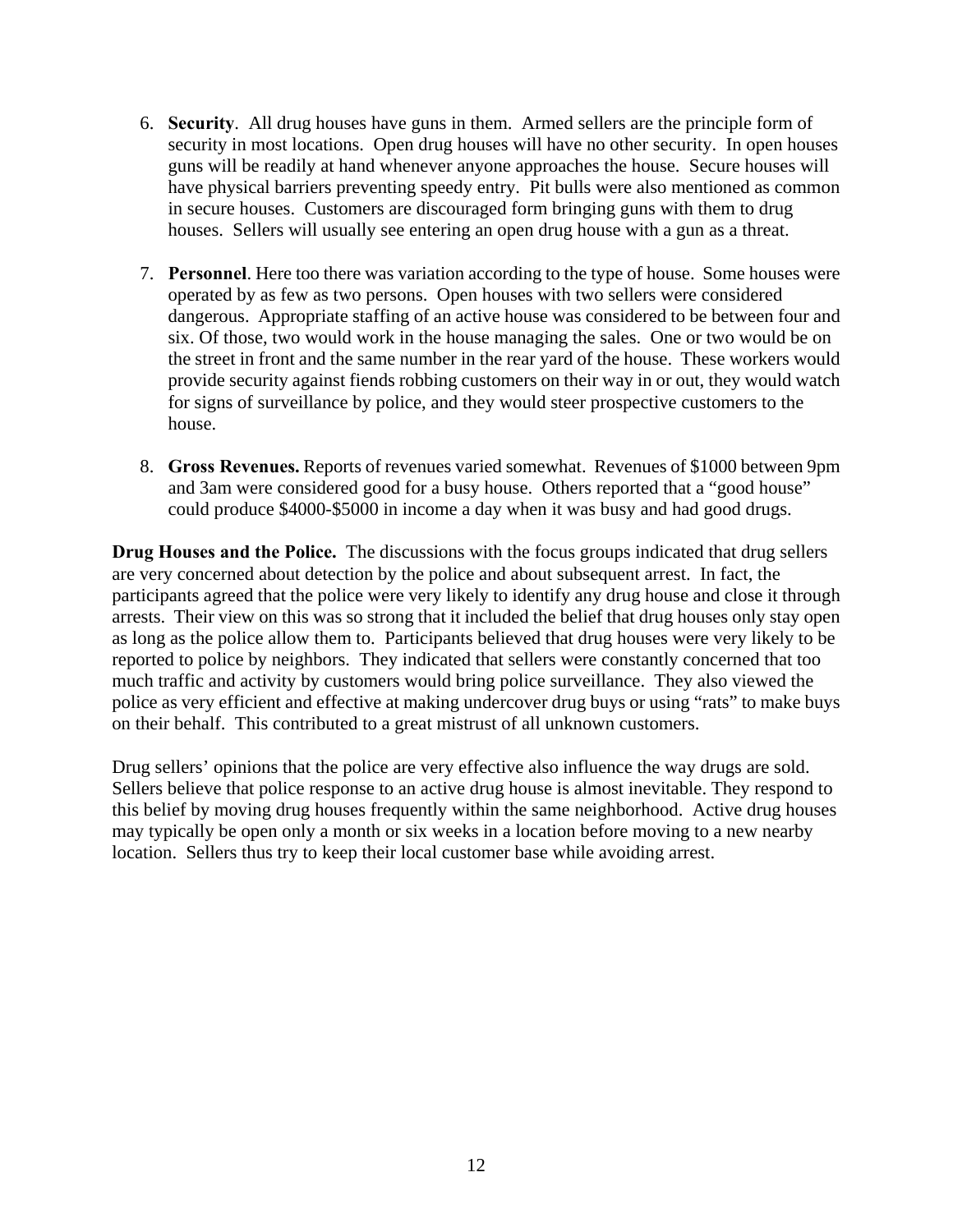6. **Security**. All drug houses have guns in them. Armed sellers are the principle form of security in most locations. Open drug houses will have no other security. In open houses guns will be readily at hand whenever anyone approaches the house. Secure houses will have physical barriers preventing speedy entry. Pit bulls were also mentioned as common in secure houses. Customers are discouraged form bringing guns with them to drug houses. Sellers will usually see entering an open drug house with a gun as a threat.

7. **Personnel**. Here too there was variation according to the type of house. Some houses were operated by as few as two persons. Open houses with two sellers were considered dangerous. Appropriate staffing of an active house was considered to be between four and six. Of those, two would work in the house managing the sales. One or two would be on the street in front and the same number in the rear yard of the house. These workers would provide security against fiends robbing customers on their way in or out, they would watch for signs of surveillance by police, and they would steer prospective customers to the house.

8. **Gross Revenues.** Reports of revenues varied somewhat. Revenues of $1000 between 9pm and 3am were considered good for a busy house. Others reported that a "good house" could produce $4000-$5000 in income a day when it was busy and had good drugs.

**Drug Houses and the Police.** The discussions with the focus groups indicated that drug sellers are very concerned about detection by the police and about subsequent arrest. In fact, the participants agreed that the police were very likely to identify any drug house and close it through arrests. Their view on this was so strong that it included the belief that drug houses only stay open as long as the police allow them to. Participants believed that drug houses were very likely to be reported to police by neighbors. They indicated that sellers were constantly concerned that too much traffic and activity by customers would bring police surveillance. They also viewed the police as very efficient and effective at making undercover drug buys or using "rats" to make buys on their behalf. This contributed to a great mistrust of all unknown customers.

Drug sellers' opinions that the police are very effective also influence the way drugs are sold. Sellers believe that police response to an active drug house is almost inevitable. They respond to this belief by moving drug houses frequently within the same neighborhood. Active drug houses may typically be open only a month or six weeks in a location before moving to a new nearby location. Sellers thus try to keep their local customer base while avoiding arrest.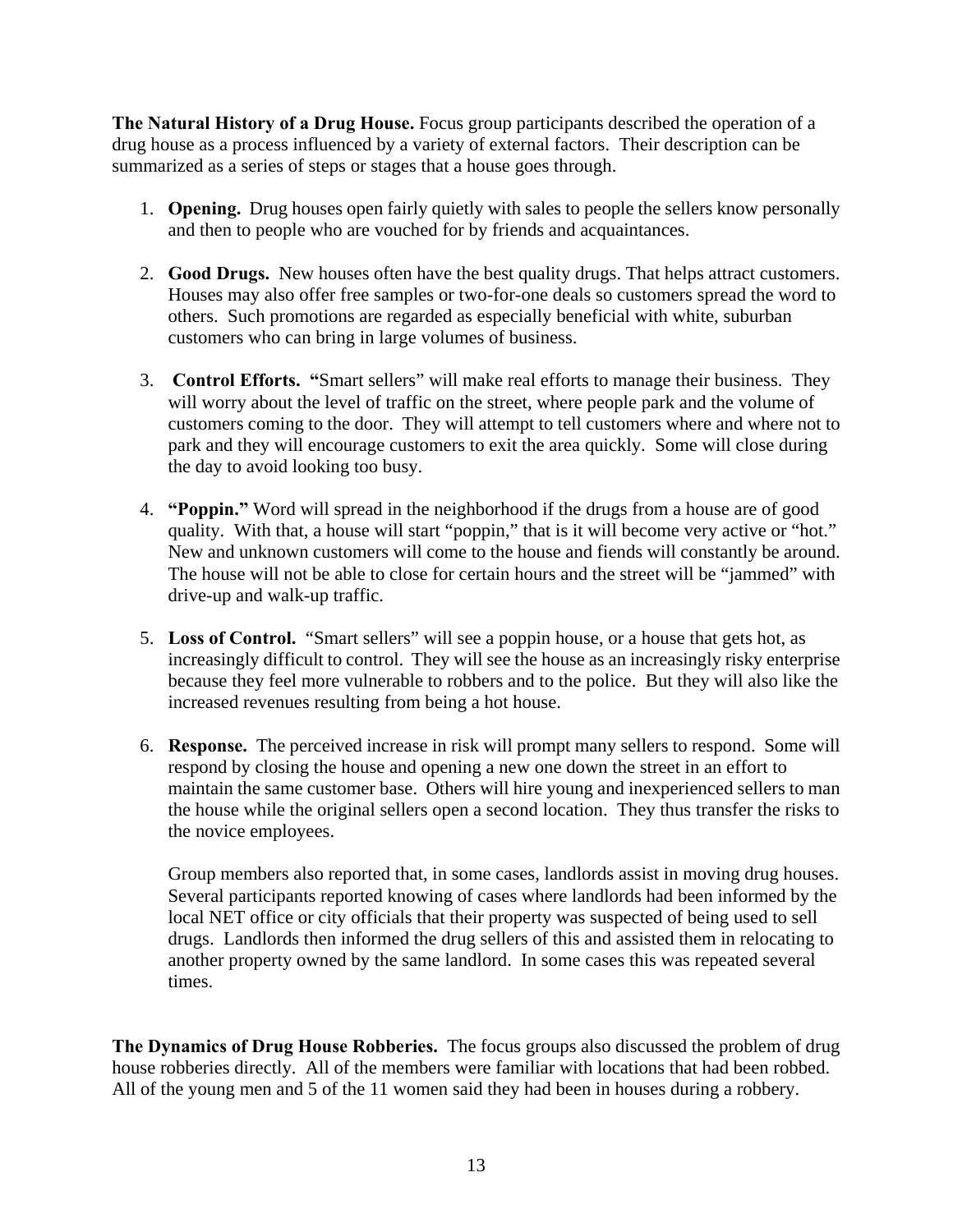**The Natural History of a Drug House.** Focus group participants described the operation of a drug house as a process influenced by a variety of external factors. Their description can be summarized as a series of steps or stages that a house goes through.

1. **Opening.** Drug houses open fairly quietly with sales to people the sellers know personally and then to people who are vouched for by friends and acquaintances.

2. **Good Drugs.** New houses often have the best quality drugs. That helps attract customers. Houses may also offer free samples or two-for-one deals so customers spread the word to others. Such promotions are regarded as especially beneficial with white, suburban customers who can bring in large volumes of business.

3. **Control Efforts.** "Smart sellers" will make real efforts to manage their business. They will worry about the level of traffic on the street, where people park and the volume of customers coming to the door. They will attempt to tell customers where and where not to park and they will encourage customers to exit the area quickly. Some will close during the day to avoid looking too busy.

4. **"Poppin."** Word will spread in the neighborhood if the drugs from a house are of good quality. With that, a house will start "poppin," that is it will become very active or "hot." New and unknown customers will come to the house and fiends will constantly be around. The house will not be able to close for certain hours and the street will be "jammed" with drive-up and walk-up traffic.

5. **Loss of Control.** "Smart sellers" will see a poppin house, or a house that gets hot, as increasingly difficult to control. They will see the house as an increasingly risky enterprise because they feel more vulnerable to robbers and to the police. But they will also like the increased revenues resulting from being a hot house.

6. **Response.** The perceived increase in risk will prompt many sellers to respond. Some will respond by closing the house and opening a new one down the street in an effort to maintain the same customer base. Others will hire young and inexperienced sellers to man the house while the original sellers open a second location. They thus transfer the risks to the novice employees.

   Group members also reported that, in some cases, landlords assist in moving drug houses. Several participants reported knowing of cases where landlords had been informed by the local NET office or city officials that their property was suspected of being used to sell drugs. Landlords then informed the drug sellers of this and assisted them in relocating to another property owned by the same landlord. In some cases this was repeated several times.

**The Dynamics of Drug House Robberies.** The focus groups also discussed the problem of drug house robberies directly. All of the members were familiar with locations that had been robbed. All of the young men and 5 of the 11 women said they had been in houses during a robbery.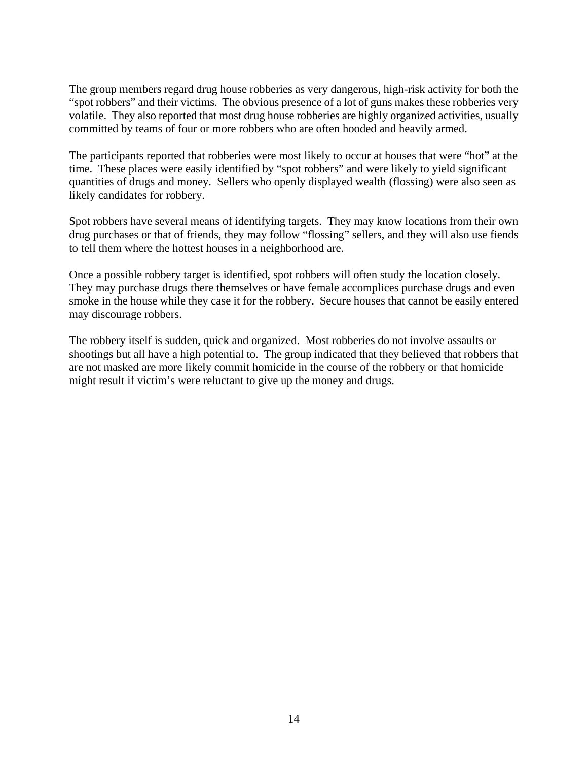The group members regard drug house robberies as very dangerous, high-risk activity for both the "spot robbers" and their victims. The obvious presence of a lot of guns makes these robberies very volatile. They also reported that most drug house robberies are highly organized activities, usually committed by teams of four or more robbers who are often hooded and heavily armed.

The participants reported that robberies were most likely to occur at houses that were "hot" at the time. These places were easily identified by "spot robbers" and were likely to yield significant quantities of drugs and money. Sellers who openly displayed wealth (flossing) were also seen as likely candidates for robbery.

Spot robbers have several means of identifying targets. They may know locations from their own drug purchases or that of friends, they may follow "flossing" sellers, and they will also use fiends to tell them where the hottest houses in a neighborhood are.

Once a possible robbery target is identified, spot robbers will often study the location closely. They may purchase drugs there themselves or have female accomplices purchase drugs and even smoke in the house while they case it for the robbery. Secure houses that cannot be easily entered may discourage robbers.

The robbery itself is sudden, quick and organized. Most robberies do not involve assaults or shootings but all have a high potential to. The group indicated that they believed that robbers that are not masked are more likely commit homicide in the course of the robbery or that homicide might result if victim's were reluctant to give up the money and drugs.